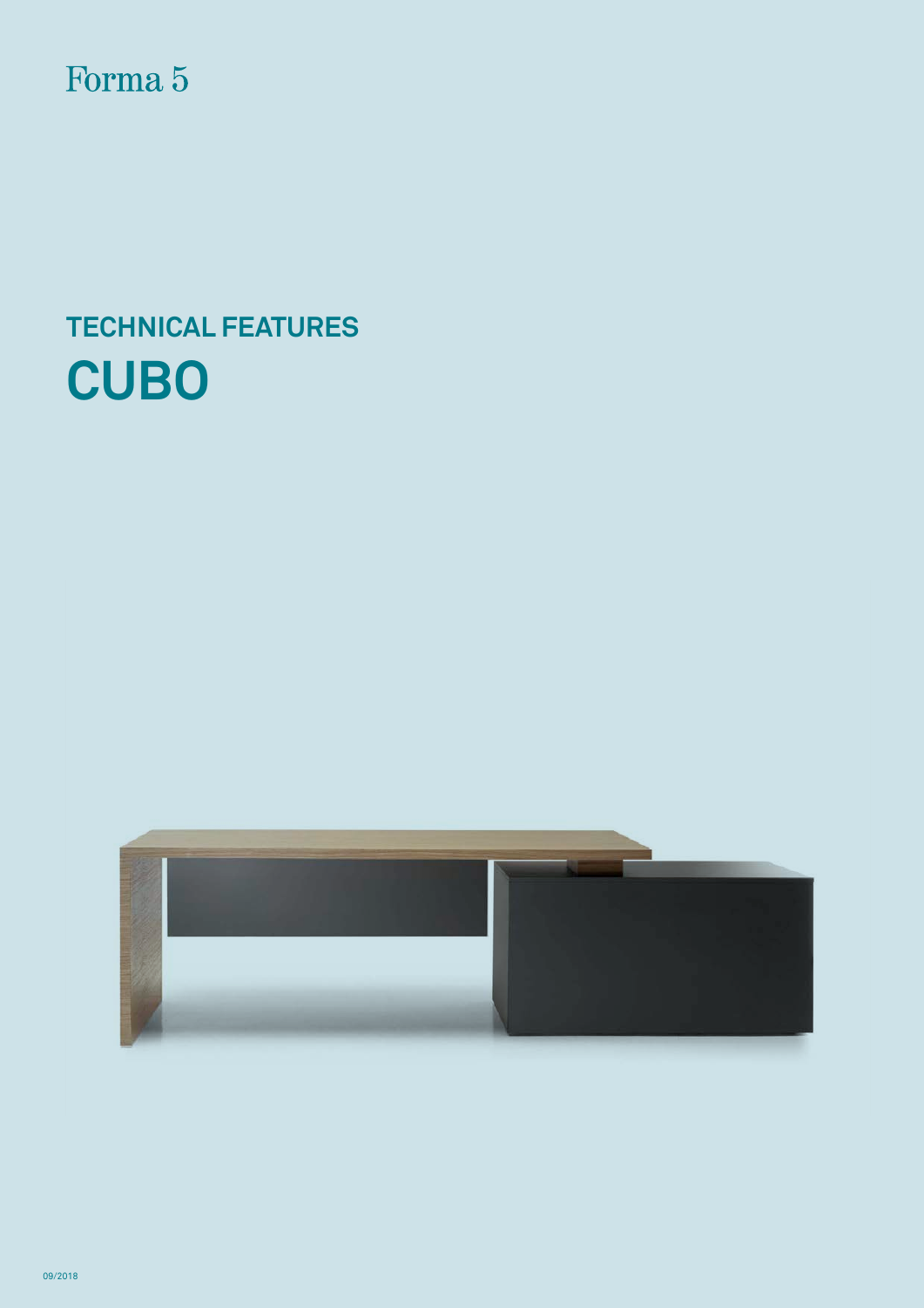Forma 5

# TECHNICAL FEATURES

# CUBO

09/2018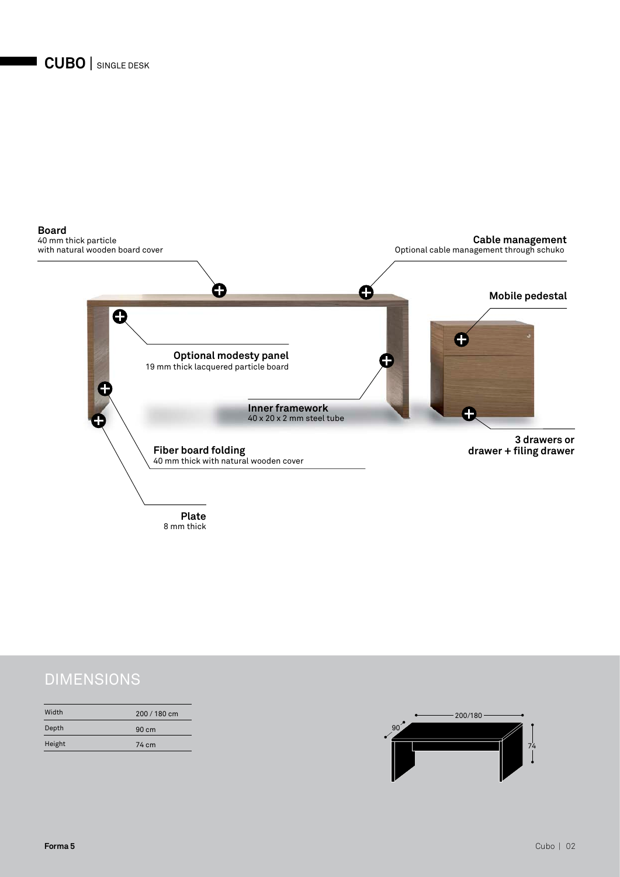# CUBO | SINGLE DESK

**Board**
40 mm thick particle
with natural wooden board cover

**Cable management**
Optional cable management through schuko

**Mobile pedestal**

**Optional modesty panel**
19 mm thick lacquered particle board

**Inner framework**
40 x 20 x 2 mm steel tube

**3 drawers or drawer + filing drawer**

**Fiber board folding**
40 mm thick with natural wooden cover

**Plate**
8 mm thick

## DIMENSIONS

| | |
|---|---|
| Width | 200 / 180 cm |
| Depth | 90 cm |
| Height | 74 cm |

200/180
90
74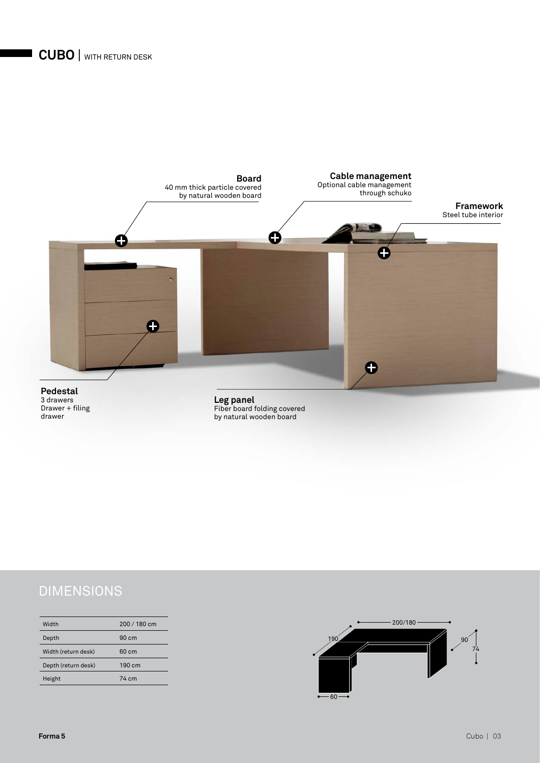# CUBO | WITH RETURN DESK

**Board**
40 mm thick particle covered by natural wooden board

**Cable management**
Optional cable management through schuko

**Framework**
Steel tube interior

**Pedestal**
3 drawers
Drawer + filing drawer

**Leg panel**
Fiber board folding covered by natural wooden board

## DIMENSIONS

| | |
|---|---|
| Width | 200 / 180 cm |
| Depth | 90 cm |
| Width (return desk) | 60 cm |
| Depth (return desk) | 190 cm |
| Height | 74 cm |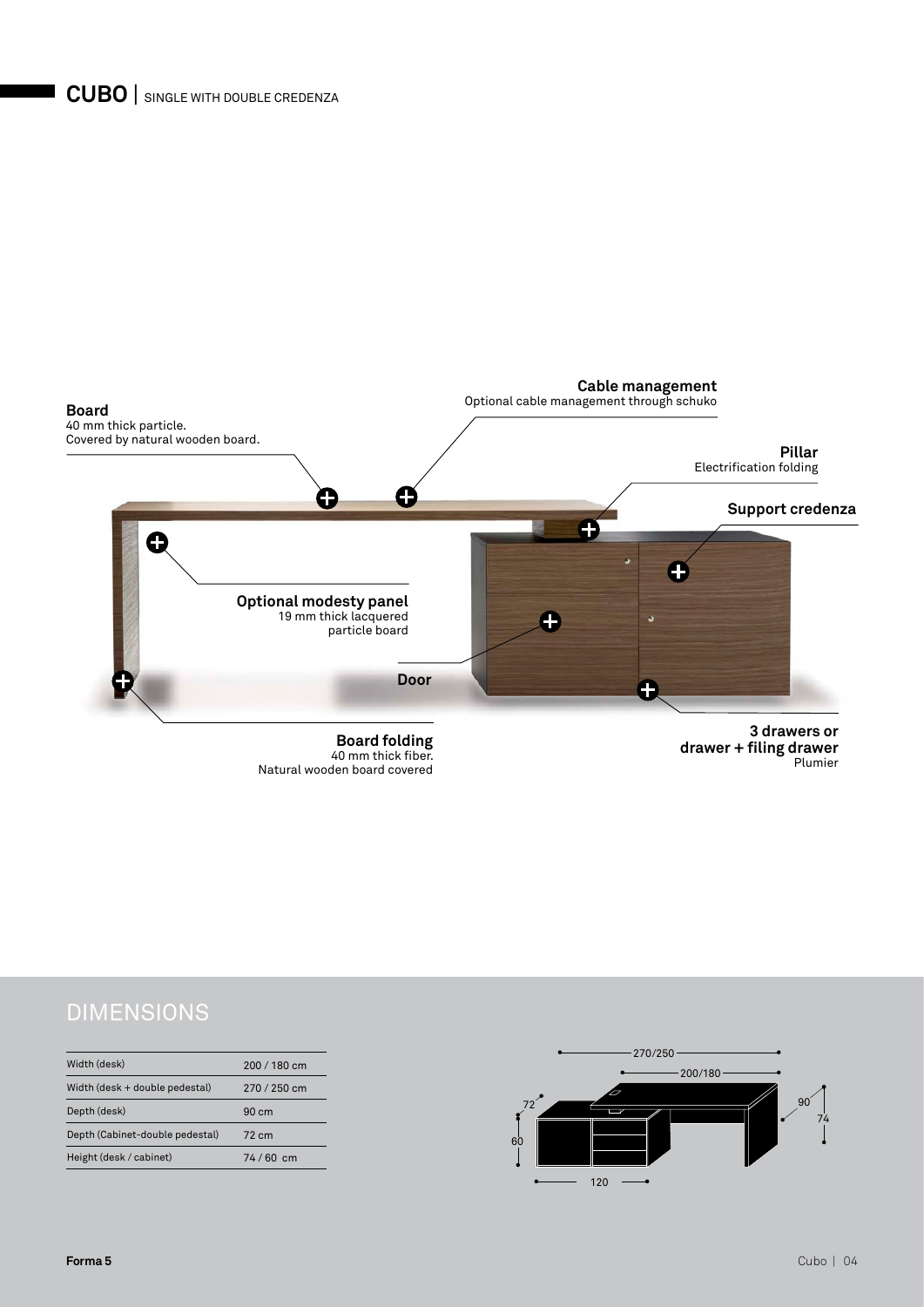# CUBO | SINGLE WITH DOUBLE CREDENZA

**Board**
40 mm thick particle.
Covered by natural wooden board.

**Cable management**
Optional cable management through schuko

**Pillar**
Electrification folding

**Support credenza**

**Optional modesty panel**
19 mm thick lacquered particle board

**Door**

**Board folding**
40 mm thick fiber.
Natural wooden board covered

**3 drawers or drawer + filing drawer**
Plumier

## DIMENSIONS

| Width (desk) | 200 / 180 cm |
|---|---|
| Width (desk + double pedestal) | 270 / 250 cm |
| Depth (desk) | 90 cm |
| Depth (Cabinet-double pedestal) | 72 cm |
| Height (desk / cabinet) | 74 / 60 cm |

270/250
200/180
72
90
74
60
120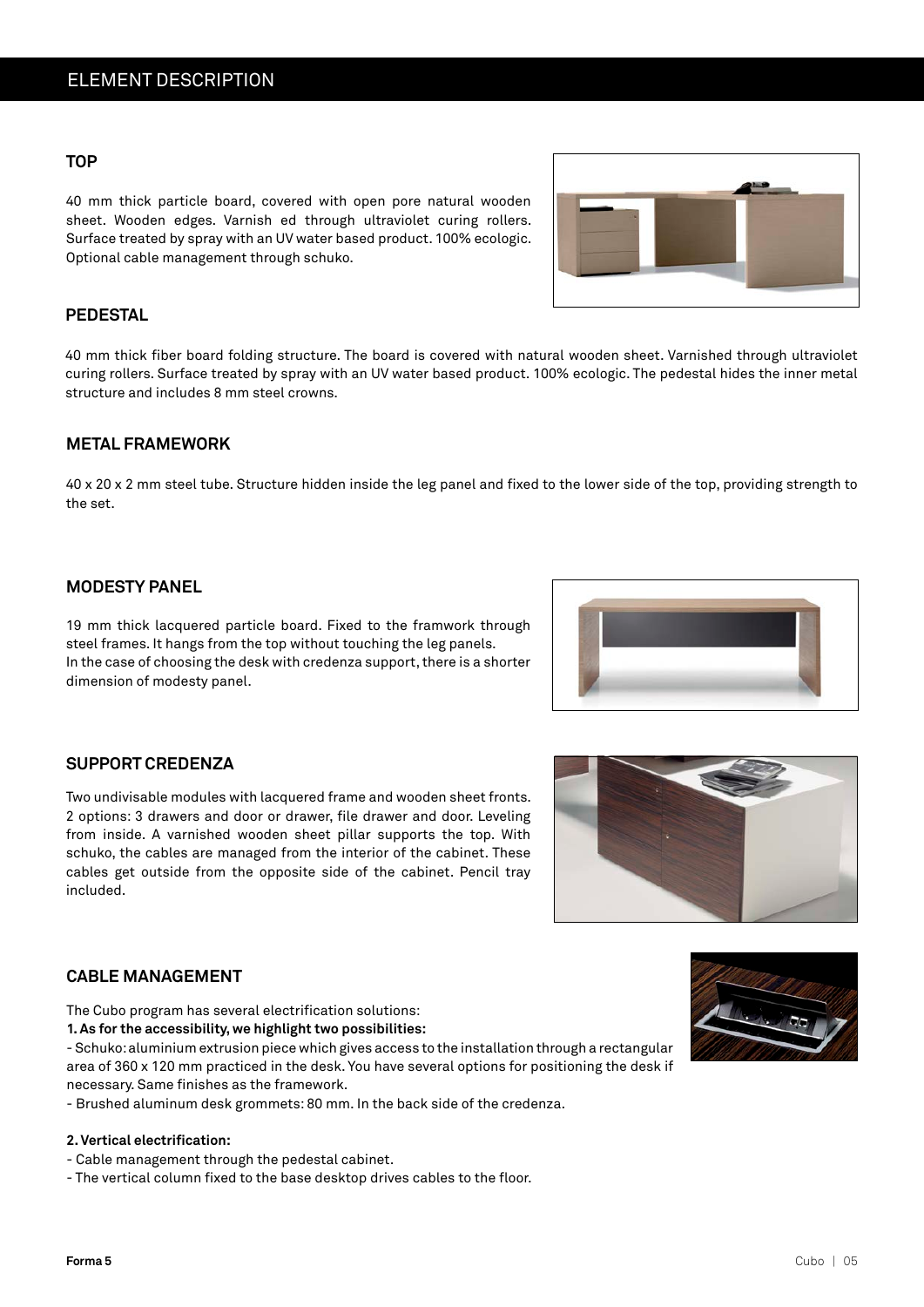# ELEMENT DESCRIPTION

## TOP

40 mm thick particle board, covered with open pore natural wooden sheet. Wooden edges. Varnish ed through ultraviolet curing rollers. Surface treated by spray with an UV water based product. 100% ecologic. Optional cable management through schuko.

## PEDESTAL

40 mm thick fiber board folding structure. The board is covered with natural wooden sheet. Varnished through ultraviolet curing rollers. Surface treated by spray with an UV water based product. 100% ecologic. The pedestal hides the inner metal structure and includes 8 mm steel crowns.

## METAL FRAMEWORK

40 x 20 x 2 mm steel tube. Structure hidden inside the leg panel and fixed to the lower side of the top, providing strength to the set.

## MODESTY PANEL

19 mm thick lacquered particle board. Fixed to the framwork through steel frames. It hangs from the top without touching the leg panels.
In the case of choosing the desk with credenza support, there is a shorter dimension of modesty panel.

## SUPPORT CREDENZA

Two undivisable modules with lacquered frame and wooden sheet fronts. 2 options: 3 drawers and door or drawer, file drawer and door. Leveling from inside. A varnished wooden sheet pillar supports the top. With schuko, the cables are managed from the interior of the cabinet. These cables get outside from the opposite side of the cabinet. Pencil tray included.

## CABLE MANAGEMENT

The Cubo program has several electrification solutions:

**1. As for the accessibility, we highlight two possibilities:**

- Schuko: aluminium extrusion piece which gives access to the installation through a rectangular area of 360 x 120 mm practiced in the desk. You have several options for positioning the desk if necessary. Same finishes as the framework.
- Brushed aluminum desk grommets: 80 mm. In the back side of the credenza.

**2. Vertical electrification:**

- Cable management through the pedestal cabinet.
- The vertical column fixed to the base desktop drives cables to the floor.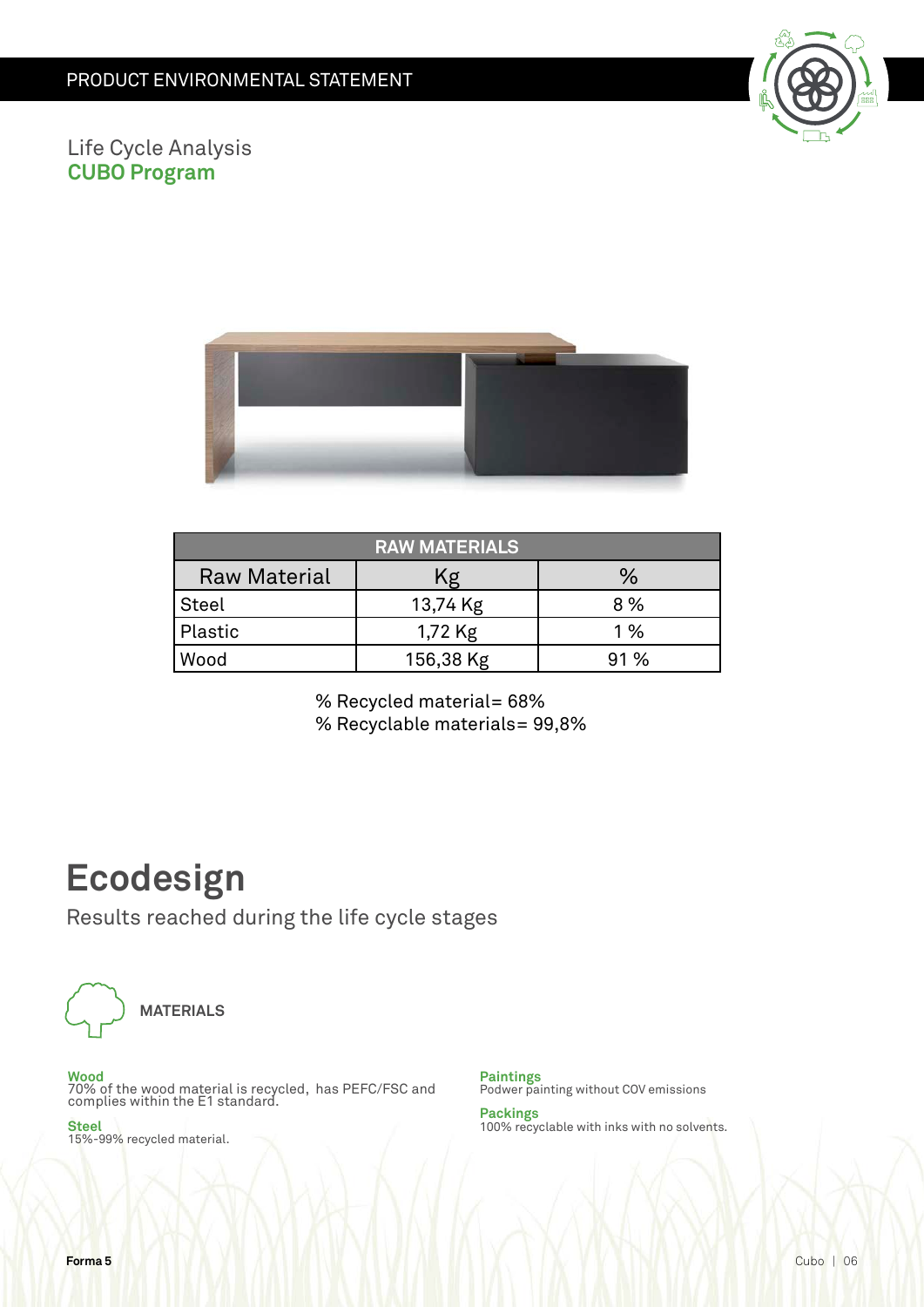PRODUCT ENVIRONMENTAL STATEMENT

Life Cycle Analysis
**CUBO Program**

| RAW MATERIALS | | |
|---|---|---|
| Raw Material | Kg | % |
| Steel | 13,74 Kg | 8 % |
| Plastic | 1,72 Kg | 1 % |
| Wood | 156,38 Kg | 91 % |

% Recycled material= 68%
% Recyclable materials= 99,8%

# Ecodesign

Results reached during the life cycle stages

**MATERIALS**

**Wood**
70% of the wood material is recycled, has PEFC/FSC and complies within the E1 standard.

**Steel**
15%-99% recycled material.

**Paintings**
Podwer painting without COV emissions

**Packings**
100% recyclable with inks with no solvents.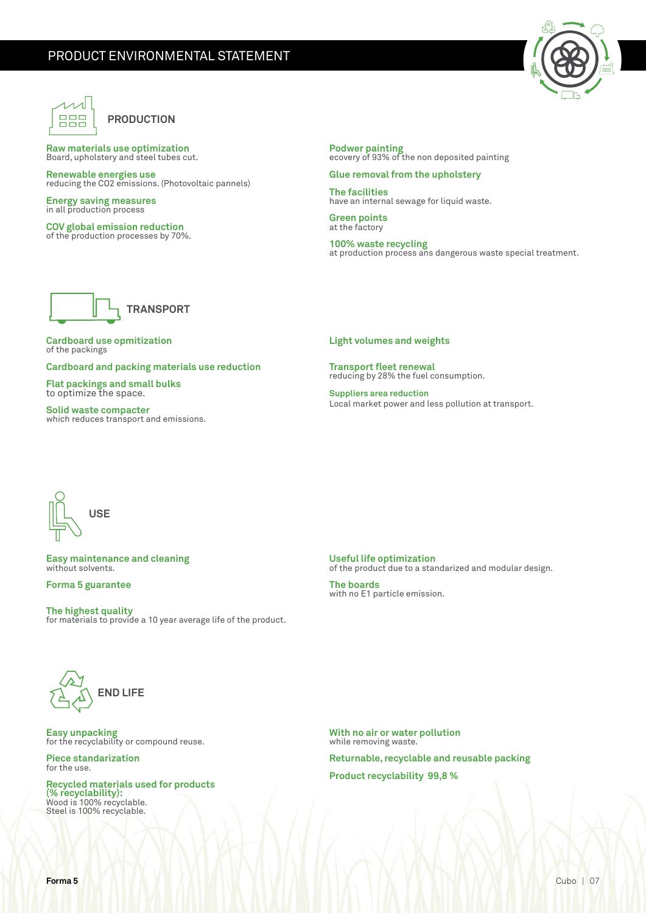# PRODUCT ENVIRONMENTAL STATEMENT

## PRODUCTION

**Raw materials use optimization**
Board, upholstery and steel tubes cut.

**Renewable energies use**
reducing the CO2 emissions. (Photovoltaic pannels)

**Energy saving measures**
in all production process

**COV global emission reduction**
of the production processes by 70%.

**Podwer painting**
ecovery of 93% of the non deposited painting

**Glue removal from the upholstery**

**The facilities**
have an internal sewage for liquid waste.

**Green points**
at the factory

**100% waste recycling**
at production process ans dangerous waste special treatment.

## TRANSPORT

**Cardboard use opmitization**
of the packings

**Cardboard and packing materials use reduction**

**Flat packings and small bulks**
to optimize the space.

**Solid waste compacter**
which reduces transport and emissions.

**Light volumes and weights**

**Transport fleet renewal**
reducing by 28% the fuel consumption.

**Suppliers area reduction**
Local market power and less pollution at transport.

## USE

**Easy maintenance and cleaning**
without solvents.

**Forma 5 guarantee**

**The highest quality**
for materials to provide a 10 year average life of the product.

**Useful life optimization**
of the product due to a standarized and modular design.

**The boards**
with no E1 particle emission.

## END LIFE

**Easy unpacking**
for the recyclability or compound reuse.

**Piece standarization**
for the use.

**Recycled materials used for products (% recyclability):**
Wood is 100% recyclable.
Steel is 100% recyclable.

**With no air or water pollution**
while removing waste.

**Returnable, recyclable and reusable packing**

**Product recyclability 99,8 %**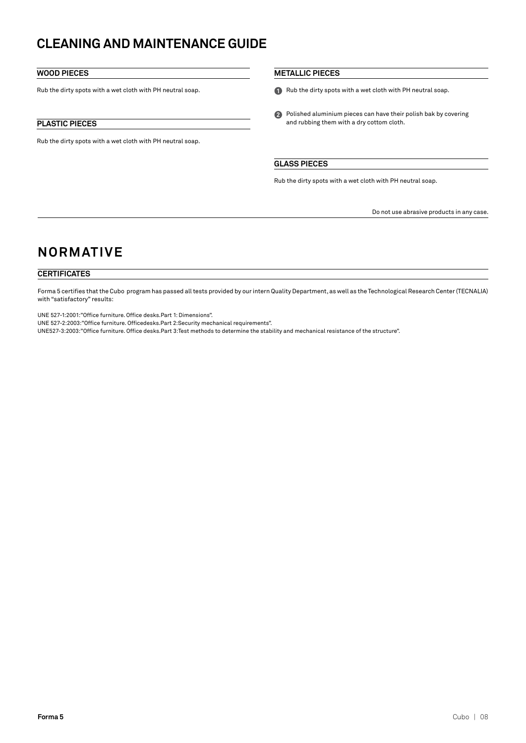# CLEANING AND MAINTENANCE GUIDE

### WOOD PIECES

Rub the dirty spots with a wet cloth with PH neutral soap.

### PLASTIC PIECES

Rub the dirty spots with a wet cloth with PH neutral soap.

### METALLIC PIECES

1. Rub the dirty spots with a wet cloth with PH neutral soap.
2. Polished aluminium pieces can have their polish bak by covering and rubbing them with a dry cottom cloth.

### GLASS PIECES

Rub the dirty spots with a wet cloth with PH neutral soap.

Do not use abrasive products in any case.

# NORMATIVE

### CERTIFICATES

Forma 5 certifies that the Cubo program has passed all tests provided by our intern Quality Department, as well as the Technological Research Center (TECNALIA) with "satisfactory" results:

UNE 527-1:2001:"Office furniture. Office desks.Part 1: Dimensions".
UNE 527-2:2003:"Office furniture. Officedesks.Part 2:Security mechanical requirements".
UNE527-3:2003:"Office furniture. Office desks.Part 3:Test methods to determine the stability and mechanical resistance of the structure".